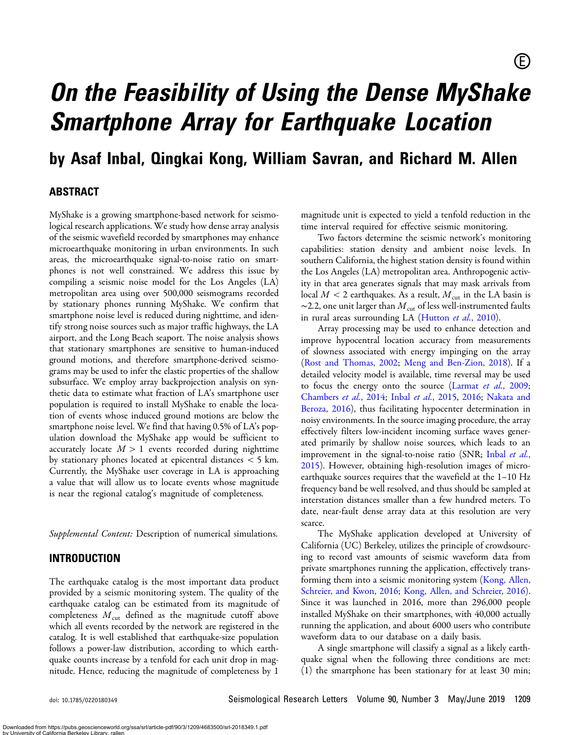# On the Feasibility of Using the Dense MyShake Smartphone Array for Earthquake Location

## by Asaf Inbal, Qingkai Kong, William Savran, and Richard M. Allen

## ABSTRACT

MyShake is a growing smartphone-based network for seismological research applications. We study how dense array analysis of the seismic wavefield recorded by smartphones may enhance microearthquake monitoring in urban environments. In such areas, the microearthquake signal-to-noise ratio on smartphones is not well constrained. We address this issue by compiling a seismic noise model for the Los Angeles (LA) metropolitan area using over 500,000 seismograms recorded by stationary phones running MyShake. We confirm that smartphone noise level is reduced during nighttime, and identify strong noise sources such as major traffic highways, the LA airport, and the Long Beach seaport. The noise analysis shows that stationary smartphones are sensitive to human-induced ground motions, and therefore smartphone-derived seismograms may be used to infer the elastic properties of the shallow subsurface. We employ array backprojection analysis on synthetic data to estimate what fraction of LA's smartphone user population is required to install MyShake to enable the location of events whose induced ground motions are below the smartphone noise level. We find that having 0.5% of LA's population download the MyShake app would be sufficient to accurately locate $M > 1$ events recorded during nighttime by stationary phones located at epicentral distances $< 5$ km. Currently, the MyShake user coverage in LA is approaching a value that will allow us to locate events whose magnitude is near the regional catalog's magnitude of completeness.

*Supplemental Content:* Description of numerical simulations.

## INTRODUCTION

The earthquake catalog is the most important data product provided by a seismic monitoring system. The quality of the earthquake catalog can be estimated from its magnitude of completeness $M_{\text{cut}}$ defined as the magnitude cutoff above which all events recorded by the network are registered in the catalog. It is well established that earthquake-size population follows a power-law distribution, according to which earthquake counts increase by a tenfold for each unit drop in magnitude. Hence, reducing the magnitude of completeness by 1 magnitude unit is expected to yield a tenfold reduction in the time interval required for effective seismic monitoring.

Two factors determine the seismic network's monitoring capabilities: station density and ambient noise levels. In southern California, the highest station density is found within the Los Angeles (LA) metropolitan area. Anthropogenic activity in that area generates signals that may mask arrivals from local $M < 2$ earthquakes. As a result, $M_{\text{cut}}$ in the LA basin is $\sim$2.2, one unit larger than $M_{\text{cut}}$ of less well-instrumented faults in rural areas surrounding LA (Hutton *et al.*, 2010).

Array processing may be used to enhance detection and improve hypocentral location accuracy from measurements of slowness associated with energy impinging on the array (Rost and Thomas, 2002; Meng and Ben-Zion, 2018). If a detailed velocity model is available, time reversal may be used to focus the energy onto the source (Larmat *et al.*, 2009; Chambers *et al.*, 2014; Inbal *et al.*, 2015, 2016; Nakata and Beroza, 2016), thus facilitating hypocenter determination in noisy environments. In the source imaging procedure, the array effectively filters low-incident incoming surface waves generated primarily by shallow noise sources, which leads to an improvement in the signal-to-noise ratio (SNR; Inbal *et al.*, 2015). However, obtaining high-resolution images of microearthquake sources requires that the wavefield at the 1–10 Hz frequency band be well resolved, and thus should be sampled at interstation distances smaller than a few hundred meters. To date, near-fault dense array data at this resolution are very scarce.

The MyShake application developed at University of California (UC) Berkeley, utilizes the principle of crowdsourcing to record vast amounts of seismic waveform data from private smartphones running the application, effectively transforming them into a seismic monitoring system (Kong, Allen, Schreier, and Kwon, 2016; Kong, Allen, and Schreier, 2016). Since it was launched in 2016, more than 296,000 people installed MyShake on their smartphones, with 40,000 actually running the application, and about 6000 users who contribute waveform data to our database on a daily basis.

A single smartphone will classify a signal as a likely earthquake signal when the following three conditions are met: (1) the smartphone has been stationary for at least 30 min;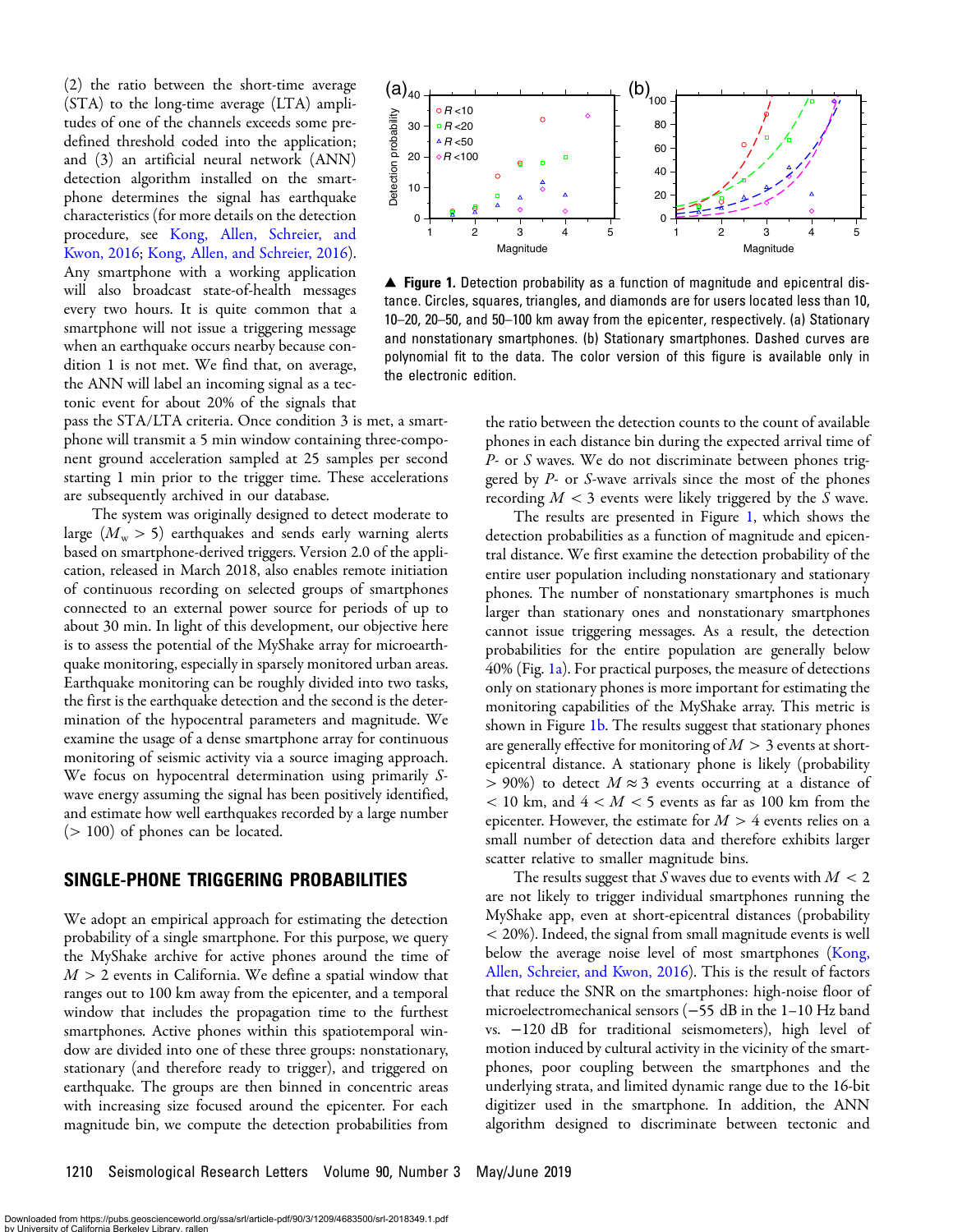(2) the ratio between the short-time average (STA) to the long-time average (LTA) amplitudes of one of the channels exceeds some predefined threshold coded into the application; and (3) an artificial neural network (ANN) detection algorithm installed on the smartphone determines the signal has earthquake characteristics (for more details on the detection procedure, see Kong, Allen, Schreier, and Kwon, 2016; Kong, Allen, and Schreier, 2016). Any smartphone with a working application will also broadcast state-of-health messages every two hours. It is quite common that a smartphone will not issue a triggering message when an earthquake occurs nearby because condition 1 is not met. We find that, on average, the ANN will label an incoming signal as a tectonic event for about 20% of the signals that pass the STA/LTA criteria. Once condition 3 is met, a smartphone will transmit a 5 min window containing three-component ground acceleration sampled at 25 samples per second starting 1 min prior to the trigger time. These accelerations are subsequently archived in our database.

The system was originally designed to detect moderate to large ($M_w > 5$) earthquakes and sends early warning alerts based on smartphone-derived triggers. Version 2.0 of the application, released in March 2018, also enables remote initiation of continuous recording on selected groups of smartphones connected to an external power source for periods of up to about 30 min. In light of this development, our objective here is to assess the potential of the MyShake array for microearthquake monitoring, especially in sparsely monitored urban areas. Earthquake monitoring can be roughly divided into two tasks, the first is the earthquake detection and the second is the determination of the hypocentral parameters and magnitude. We examine the usage of a dense smartphone array for continuous monitoring of seismic activity via a source imaging approach. We focus on hypocentral determination using primarily *S*-wave energy assuming the signal has been positively identified, and estimate how well earthquakes recorded by a large number ($> 100$) of phones can be located.

## SINGLE-PHONE TRIGGERING PROBABILITIES

We adopt an empirical approach for estimating the detection probability of a single smartphone. For this purpose, we query the MyShake archive for active phones around the time of $M > 2$ events in California. We define a spatial window that ranges out to 100 km away from the epicenter, and a temporal window that includes the propagation time to the furthest smartphones. Active phones within this spatiotemporal window are divided into one of these three groups: nonstationary, stationary (and therefore ready to trigger), and triggered on earthquake. The groups are then binned in concentric areas with increasing size focused around the epicenter. For each magnitude bin, we compute the detection probabilities from the ratio between the detection counts to the count of available phones in each distance bin during the expected arrival time of *P*- or *S* waves. We do not discriminate between phones triggered by *P*- or *S*-wave arrivals since the most of the phones recording $M < 3$ events were likely triggered by the *S* wave.

▲ **Figure 1.** Detection probability as a function of magnitude and epicentral distance. Circles, squares, triangles, and diamonds are for users located less than 10, 10–20, 20–50, and 50–100 km away from the epicenter, respectively. (a) Stationary and nonstationary smartphones. (b) Stationary smartphones. Dashed curves are polynomial fit to the data. The color version of this figure is available only in the electronic edition.

The results are presented in Figure 1, which shows the detection probabilities as a function of magnitude and epicentral distance. We first examine the detection probability of the entire user population including nonstationary and stationary phones. The number of nonstationary smartphones is much larger than stationary ones and nonstationary smartphones cannot issue triggering messages. As a result, the detection probabilities for the entire population are generally below 40% (Fig. 1a). For practical purposes, the measure of detections only on stationary phones is more important for estimating the monitoring capabilities of the MyShake array. This metric is shown in Figure 1b. The results suggest that stationary phones are generally effective for monitoring of $M > 3$ events at short-epicentral distance. A stationary phone is likely (probability $> 90\%$) to detect $M \approx 3$ events occurring at a distance of $< 10$ km, and $4 < M < 5$ events as far as 100 km from the epicenter. However, the estimate for $M > 4$ events relies on a small number of detection data and therefore exhibits larger scatter relative to smaller magnitude bins.

The results suggest that *S* waves due to events with $M < 2$ are not likely to trigger individual smartphones running the MyShake app, even at short-epicentral distances (probability $< 20\%$). Indeed, the signal from small magnitude events is well below the average noise level of most smartphones (Kong, Allen, Schreier, and Kwon, 2016). This is the result of factors that reduce the SNR on the smartphones: high-noise floor of microelectromechanical sensors ($-55$ dB in the 1–10 Hz band vs. $-120$ dB for traditional seismometers), high level of motion induced by cultural activity in the vicinity of the smartphones, poor coupling between the smartphones and the underlying strata, and limited dynamic range due to the 16-bit digitizer used in the smartphone. In addition, the ANN algorithm designed to discriminate between tectonic and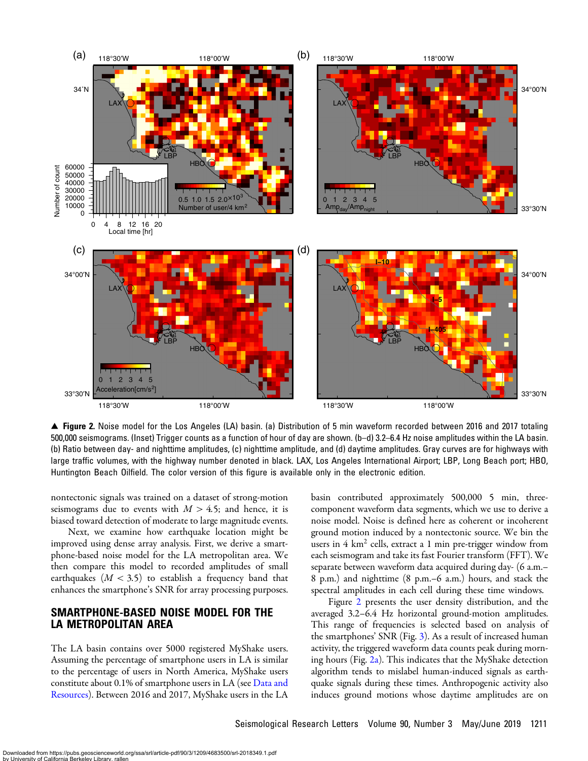▲ **Figure 2.** Noise model for the Los Angeles (LA) basin. (a) Distribution of 5 min waveform recorded between 2016 and 2017 totaling 500,000 seismograms. (Inset) Trigger counts as a function of hour of day are shown. (b–d) 3.2–6.4 Hz noise amplitudes within the LA basin. (b) Ratio between day- and nighttime amplitudes, (c) nighttime amplitude, and (d) daytime amplitudes. Gray curves are for highways with large traffic volumes, with the highway number denoted in black. LAX, Los Angeles International Airport; LBP, Long Beach port; HBO, Huntington Beach Oilfield. The color version of this figure is available only in the electronic edition.

nontectonic signals was trained on a dataset of strong-motion seismograms due to events with $M > 4.5$; and hence, it is biased toward detection of moderate to large magnitude events.

Next, we examine how earthquake location might be improved using dense array analysis. First, we derive a smartphone-based noise model for the LA metropolitan area. We then compare this model to recorded amplitudes of small earthquakes ($M < 3.5$) to establish a frequency band that enhances the smartphone's SNR for array processing purposes.

## SMARTPHONE-BASED NOISE MODEL FOR THE LA METROPOLITAN AREA

The LA basin contains over 5000 registered MyShake users. Assuming the percentage of smartphone users in LA is similar to the percentage of smartphone users in North America, MyShake users constitute about 0.1% of smartphone users in LA (see Data and Resources). Between 2016 and 2017, MyShake users in the LA basin contributed approximately 500,000 5 min, three-component waveform data segments, which we use to derive a noise model. Noise is defined here as coherent or incoherent ground motion induced by a nontectonic source. We bin the users in 4 km$^2$ cells, extract a 1 min pre-trigger window from each seismogram and take its fast Fourier transform (FFT). We separate between waveform data acquired during day- (6 a.m.–8 p.m.) and nighttime (8 p.m.–6 a.m.) hours, and stack the spectral amplitudes in each cell during these time windows.

Figure 2 presents the user density distribution, and the averaged 3.2–6.4 Hz horizontal ground-motion amplitudes. This range of frequencies is selected based on analysis of the smartphones' SNR (Fig. 3). As a result of increased human activity, the triggered waveform data counts peak during morning hours (Fig. 2a). This indicates that the MyShake detection algorithm tends to mislabel human-induced signals as earthquake signals during these times. Anthropogenic activity also induces ground motions whose daytime amplitudes are on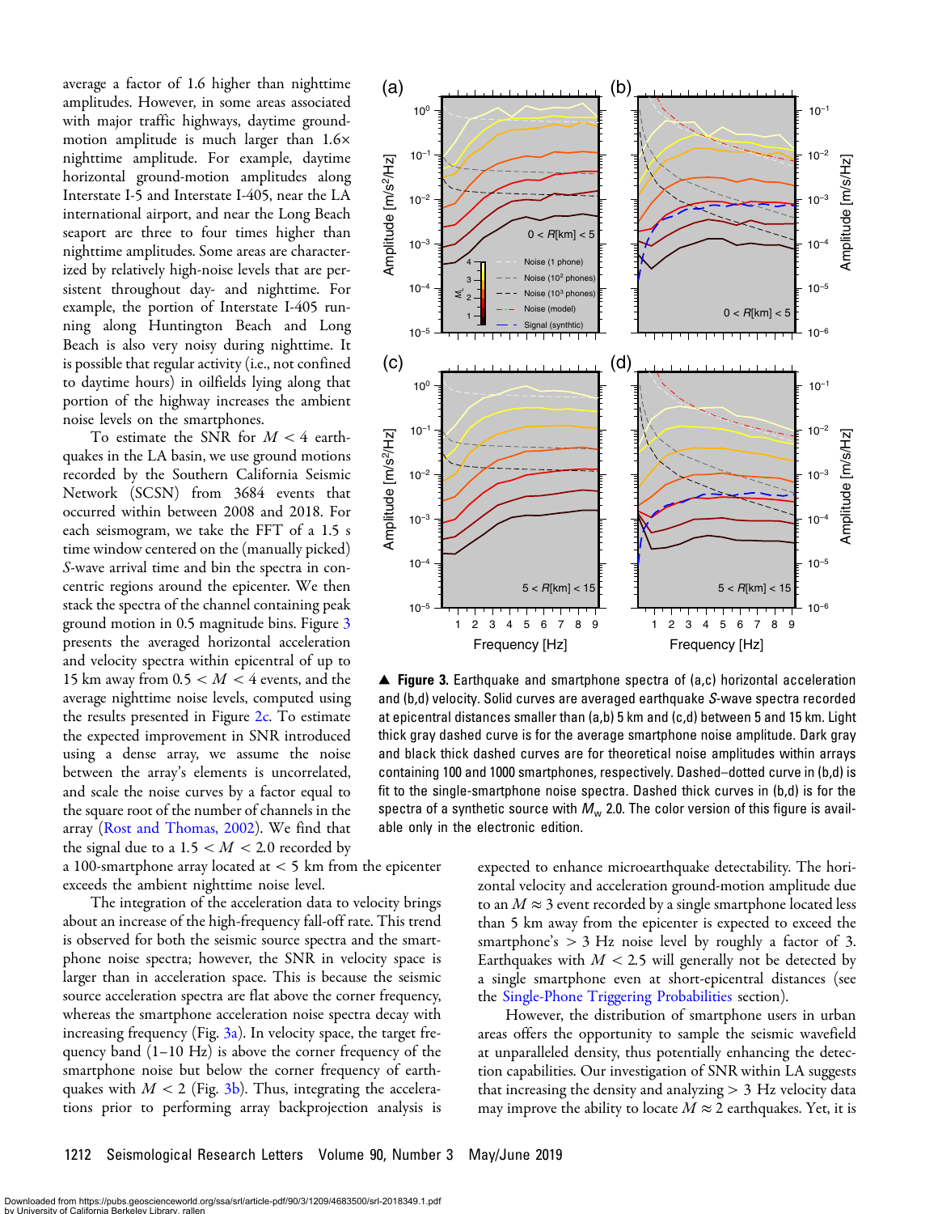average a factor of 1.6 higher than nighttime amplitudes. However, in some areas associated with major traffic highways, daytime ground-motion amplitude is much larger than 1.6× nighttime amplitude. For example, daytime horizontal ground-motion amplitudes along Interstate I-5 and Interstate I-405, near the LA international airport, and near the Long Beach seaport are three to four times higher than nighttime amplitudes. Some areas are characterized by relatively high-noise levels that are persistent throughout day- and nighttime. For example, the portion of Interstate I-405 running along Huntington Beach and Long Beach is also very noisy during nighttime. It is possible that regular activity (i.e., not confined to daytime hours) in oilfields lying along that portion of the highway increases the ambient noise levels on the smartphones.

To estimate the SNR for $M < 4$ earthquakes in the LA basin, we use ground motions recorded by the Southern California Seismic Network (SCSN) from 3684 events that occurred within between 2008 and 2018. For each seismogram, we take the FFT of a 1.5 s time window centered on the (manually picked) *S*-wave arrival time and bin the spectra in concentric regions around the epicenter. We then stack the spectra of the channel containing peak ground motion in 0.5 magnitude bins. Figure 3 presents the averaged horizontal acceleration and velocity spectra within epicentral of up to 15 km away from $0.5 < M < 4$ events, and the average nighttime noise levels, computed using the results presented in Figure 2c. To estimate the expected improvement in SNR introduced using a dense array, we assume the noise between the array's elements is uncorrelated, and scale the noise curves by a factor equal to the square root of the number of channels in the array (Rost and Thomas, 2002). We find that the signal due to a $1.5 < M < 2.0$ recorded by a 100-smartphone array located at $< 5$ km from the epicenter exceeds the ambient nighttime noise level.

The integration of the acceleration data to velocity brings about an increase of the high-frequency fall-off rate. This trend is observed for both the seismic source spectra and the smartphone noise spectra; however, the SNR in velocity space is larger than in acceleration space. This is because the seismic source acceleration spectra are flat above the corner frequency, whereas the smartphone acceleration noise spectra decay with increasing frequency (Fig. 3a). In velocity space, the target frequency band (1–10 Hz) is above the corner frequency of the smartphone noise but below the corner frequency of earthquakes with $M < 2$ (Fig. 3b). Thus, integrating the accelerations prior to performing array backprojection analysis is expected to enhance microearthquake detectability. The horizontal velocity and acceleration ground-motion amplitude due to an $M \approx 3$ event recorded by a single smartphone located less than 5 km away from the epicenter is expected to exceed the smartphone's $> 3$ Hz noise level by roughly a factor of 3. Earthquakes with $M < 2.5$ will generally not be detected by a single smartphone even at short-epicentral distances (see the Single-Phone Triggering Probabilities section).

However, the distribution of smartphone users in urban areas offers the opportunity to sample the seismic wavefield at unparalleled density, thus potentially enhancing the detection capabilities. Our investigation of SNR within LA suggests that increasing the density and analyzing $> 3$ Hz velocity data may improve the ability to locate $M \approx 2$ earthquakes. Yet, it is

▲ **Figure 3.** Earthquake and smartphone spectra of (a,c) horizontal acceleration and (b,d) velocity. Solid curves are averaged earthquake *S*-wave spectra recorded at epicentral distances smaller than (a,b) 5 km and (c,d) between 5 and 15 km. Light thick gray dashed curve is for the average smartphone noise amplitude. Dark gray and black thick dashed curves are for theoretical noise amplitudes within arrays containing 100 and 1000 smartphones, respectively. Dashed–dotted curve in (b,d) is fit to the single-smartphone noise spectra. Dashed thick curves in (b,d) is for the spectra of a synthetic source with $M_w$ 2.0. The color version of this figure is available only in the electronic edition.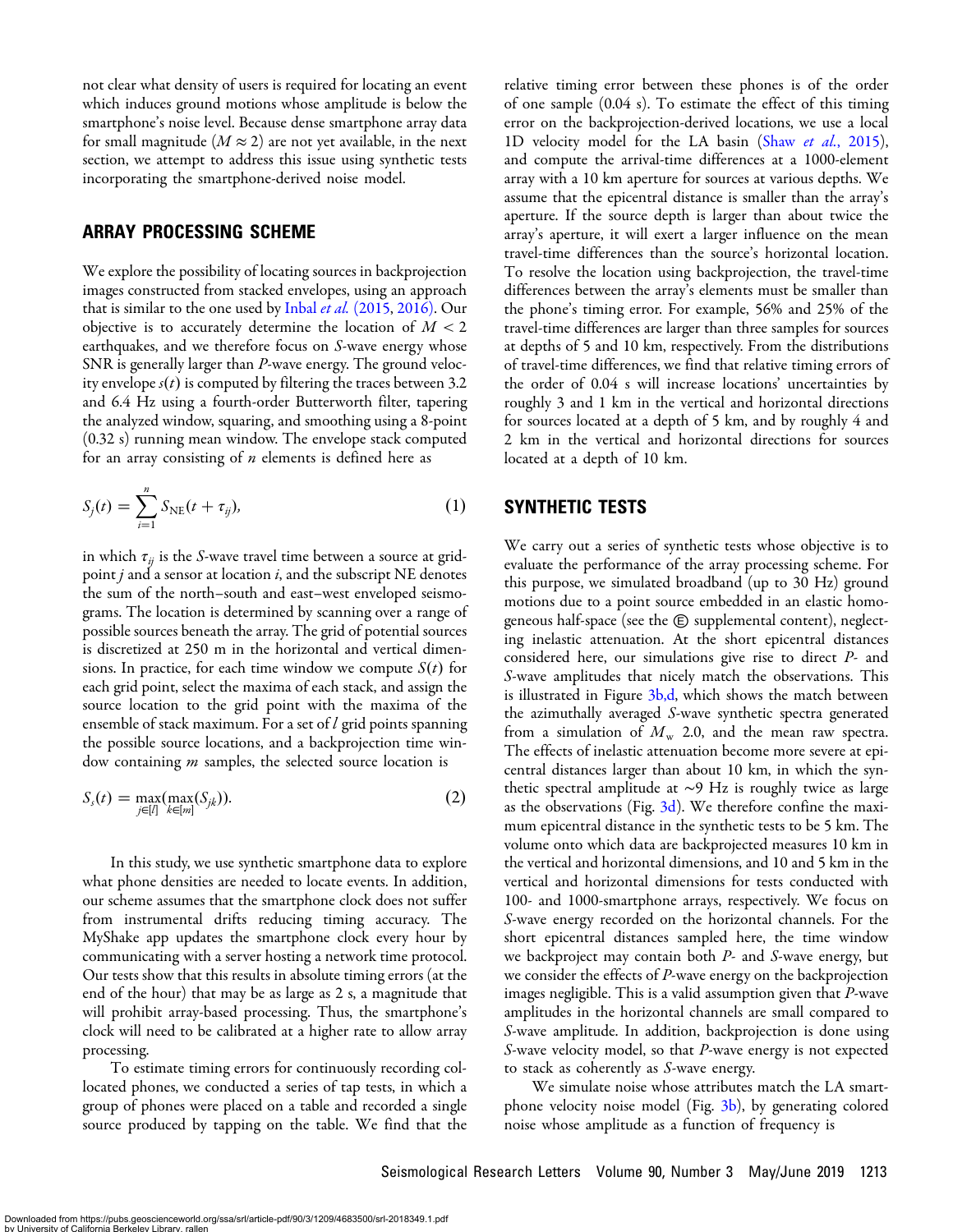not clear what density of users is required for locating an event which induces ground motions whose amplitude is below the smartphone's noise level. Because dense smartphone array data for small magnitude ($M \approx 2$) are not yet available, in the next section, we attempt to address this issue using synthetic tests incorporating the smartphone-derived noise model.

## ARRAY PROCESSING SCHEME

We explore the possibility of locating sources in backprojection images constructed from stacked envelopes, using an approach that is similar to the one used by Inbal *et al.* (2015, 2016). Our objective is to accurately determine the location of $M < 2$ earthquakes, and we therefore focus on *S*-wave energy whose SNR is generally larger than *P*-wave energy. The ground velocity envelope $s(t)$ is computed by filtering the traces between 3.2 and 6.4 Hz using a fourth-order Butterworth filter, tapering the analyzed window, squaring, and smoothing using a 8-point (0.32 s) running mean window. The envelope stack computed for an array consisting of $n$ elements is defined here as

$$S_j(t) = \sum_{i=1}^{n} s_{\mathrm{NE}}(t + \tau_{ij}), \tag{1}$$

in which $\tau_{ij}$ is the *S*-wave travel time between a source at gridpoint $j$ and a sensor at location $i$, and the subscript NE denotes the sum of the north–south and east–west enveloped seismograms. The location is determined by scanning over a range of possible sources beneath the array. The grid of potential sources is discretized at 250 m in the horizontal and vertical dimensions. In practice, for each time window we compute $S(t)$ for each grid point, select the maxima of each stack, and assign the source location to the grid point with the maxima of the ensemble of stack maximum. For a set of $l$ grid points spanning the possible source locations, and a backprojection time window containing $m$ samples, the selected source location is

$$S_s(t) = \max_{j \in [l]}(\max_{k \in [m]}(S_{jk})). \tag{2}$$

In this study, we use synthetic smartphone data to explore what phone densities are needed to locate events. In addition, our scheme assumes that the smartphone clock does not suffer from instrumental drifts reducing timing accuracy. The MyShake app updates the smartphone clock every hour by communicating with a server hosting a network time protocol. Our tests show that this results in absolute timing errors (at the end of the hour) that may be as large as 2 s, a magnitude that will prohibit array-based processing. Thus, the smartphone's clock will need to be calibrated at a higher rate to allow array processing.

To estimate timing errors for continuously recording collocated phones, we conducted a series of tap tests, in which a group of phones were placed on a table and recorded a single source produced by tapping on the table. We find that the relative timing error between these phones is of the order of one sample (0.04 s). To estimate the effect of this timing error on the backprojection-derived locations, we use a local 1D velocity model for the LA basin (Shaw *et al.*, 2015), and compute the arrival-time differences at a 1000-element array with a 10 km aperture for sources at various depths. We assume that the epicentral distance is smaller than the array's aperture. If the source depth is larger than about twice the array's aperture, it will exert a larger influence on the mean travel-time differences than the source's horizontal location. To resolve the location using backprojection, the travel-time differences between the array's elements must be smaller than the phone's timing error. For example, 56% and 25% of the travel-time differences are larger than three samples for sources at depths of 5 and 10 km, respectively. From the distributions of travel-time differences, we find that relative timing errors of the order of 0.04 s will increase locations' uncertainties by roughly 3 and 1 km in the vertical and horizontal directions for sources located at a depth of 5 km, and by roughly 4 and 2 km in the vertical and horizontal directions for sources located at a depth of 10 km.

## SYNTHETIC TESTS

We carry out a series of synthetic tests whose objective is to evaluate the performance of the array processing scheme. For this purpose, we simulated broadband (up to 30 Hz) ground motions due to a point source embedded in an elastic homogeneous half-space (see the Ⓔ supplemental content), neglecting inelastic attenuation. At the short epicentral distances considered here, our simulations give rise to direct *P*- and *S*-wave amplitudes that nicely match the observations. This is illustrated in Figure 3b,d, which shows the match between the azimuthally averaged *S*-wave synthetic spectra generated from a simulation of $M_\mathrm{w}$ 2.0, and the mean raw spectra. The effects of inelastic attenuation become more severe at epicentral distances larger than about 10 km, in which the synthetic spectral amplitude at ~9 Hz is roughly twice as large as the observations (Fig. 3d). We therefore confine the maximum epicentral distance in the synthetic tests to be 5 km. The volume onto which data are backprojected measures 10 km in the vertical and horizontal dimensions, and 10 and 5 km in the vertical and horizontal dimensions for tests conducted with 100- and 1000-smartphone arrays, respectively. We focus on *S*-wave energy recorded on the horizontal channels. For the short epicentral distances sampled here, the time window we backproject may contain both *P*- and *S*-wave energy, but we consider the effects of *P*-wave energy on the backprojection images negligible. This is a valid assumption given that *P*-wave amplitudes in the horizontal channels are small compared to *S*-wave amplitude. In addition, backprojection is done using *S*-wave velocity model, so that *P*-wave energy is not expected to stack as coherently as *S*-wave energy.

We simulate noise whose attributes match the LA smartphone velocity noise model (Fig. 3b), by generating colored noise whose amplitude as a function of frequency is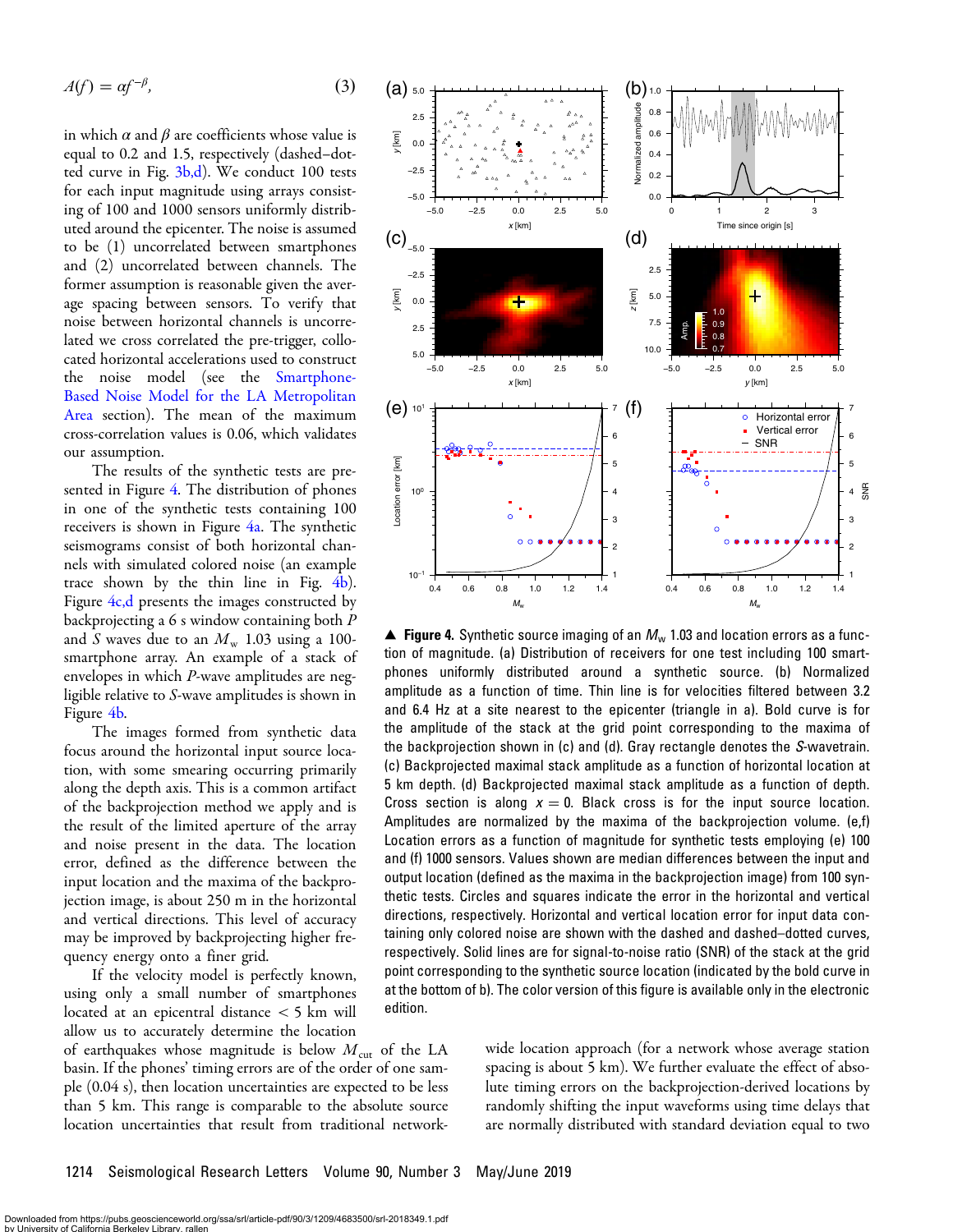$$A(f) = \alpha f^{-\beta}, \qquad (3)$$

in which $\alpha$ and $\beta$ are coefficients whose value is equal to 0.2 and 1.5, respectively (dashed–dotted curve in Fig. 3b,d). We conduct 100 tests for each input magnitude using arrays consisting of 100 and 1000 sensors uniformly distributed around the epicenter. The noise is assumed to be (1) uncorrelated between smartphones and (2) uncorrelated between channels. The former assumption is reasonable given the average spacing between sensors. To verify that noise between horizontal channels is uncorrelated we cross correlated the pre-trigger, collocated horizontal accelerations used to construct the noise model (see the Smartphone-Based Noise Model for the LA Metropolitan Area section). The mean of the maximum cross-correlation values is 0.06, which validates our assumption.

The results of the synthetic tests are presented in Figure 4. The distribution of phones in one of the synthetic tests containing 100 receivers is shown in Figure 4a. The synthetic seismograms consist of both horizontal channels with simulated colored noise (an example trace shown by the thin line in Fig. 4b). Figure 4c,d presents the images constructed by backprojecting a 6 s window containing both $P$ and $S$ waves due to an $M_w$ 1.03 using a 100-smartphone array. An example of a stack of envelopes in which $P$-wave amplitudes are negligible relative to $S$-wave amplitudes is shown in Figure 4b.

The images formed from synthetic data focus around the horizontal input source location, with some smearing occurring primarily along the depth axis. This is a common artifact of the backprojection method we apply and is the result of the limited aperture of the array and noise present in the data. The location error, defined as the difference between the input location and the maxima of the backprojection image, is about 250 m in the horizontal and vertical directions. This level of accuracy may be improved by backprojecting higher frequency energy onto a finer grid.

If the velocity model is perfectly known, using only a small number of smartphones located at an epicentral distance < 5 km will allow us to accurately determine the location of earthquakes whose magnitude is below $M_{cut}$ of the LA basin. If the phones' timing errors are of the order of one sample (0.04 s), then location uncertainties are expected to be less than 5 km. This range is comparable to the absolute source location uncertainties that result from traditional network-wide location approach (for a network whose average station spacing is about 5 km). We further evaluate the effect of absolute timing errors on the backprojection-derived locations by randomly shifting the input waveforms using time delays that are normally distributed with standard deviation equal to two

▲ **Figure 4.** Synthetic source imaging of an $M_w$ 1.03 and location errors as a function of magnitude. (a) Distribution of receivers for one test including 100 smartphones uniformly distributed around a synthetic source. (b) Normalized amplitude as a function of time. Thin line is for velocities filtered between 3.2 and 6.4 Hz at a site nearest to the epicenter (triangle in a). Bold curve is for the amplitude of the stack at the grid point corresponding to the maxima of the backprojection shown in (c) and (d). Gray rectangle denotes the $S$-wavetrain. (c) Backprojected maximal stack amplitude as a function of horizontal location at 5 km depth. (d) Backprojected maximal stack amplitude as a function of depth. Cross section is along $x = 0$. Black cross is for the input source location. Amplitudes are normalized by the maxima of the backprojection volume. (e,f) Location errors as a function of magnitude for synthetic tests employing (e) 100 and (f) 1000 sensors. Values shown are median differences between the input and output location (defined as the maxima in the backprojection image) from 100 synthetic tests. Circles and squares indicate the error in the horizontal and vertical directions, respectively. Horizontal and vertical location error for input data containing only colored noise are shown with the dashed and dashed–dotted curves, respectively. Solid lines are for signal-to-noise ratio (SNR) of the stack at the grid point corresponding to the synthetic source location (indicated by the bold curve in at the bottom of b). The color version of this figure is available only in the electronic edition.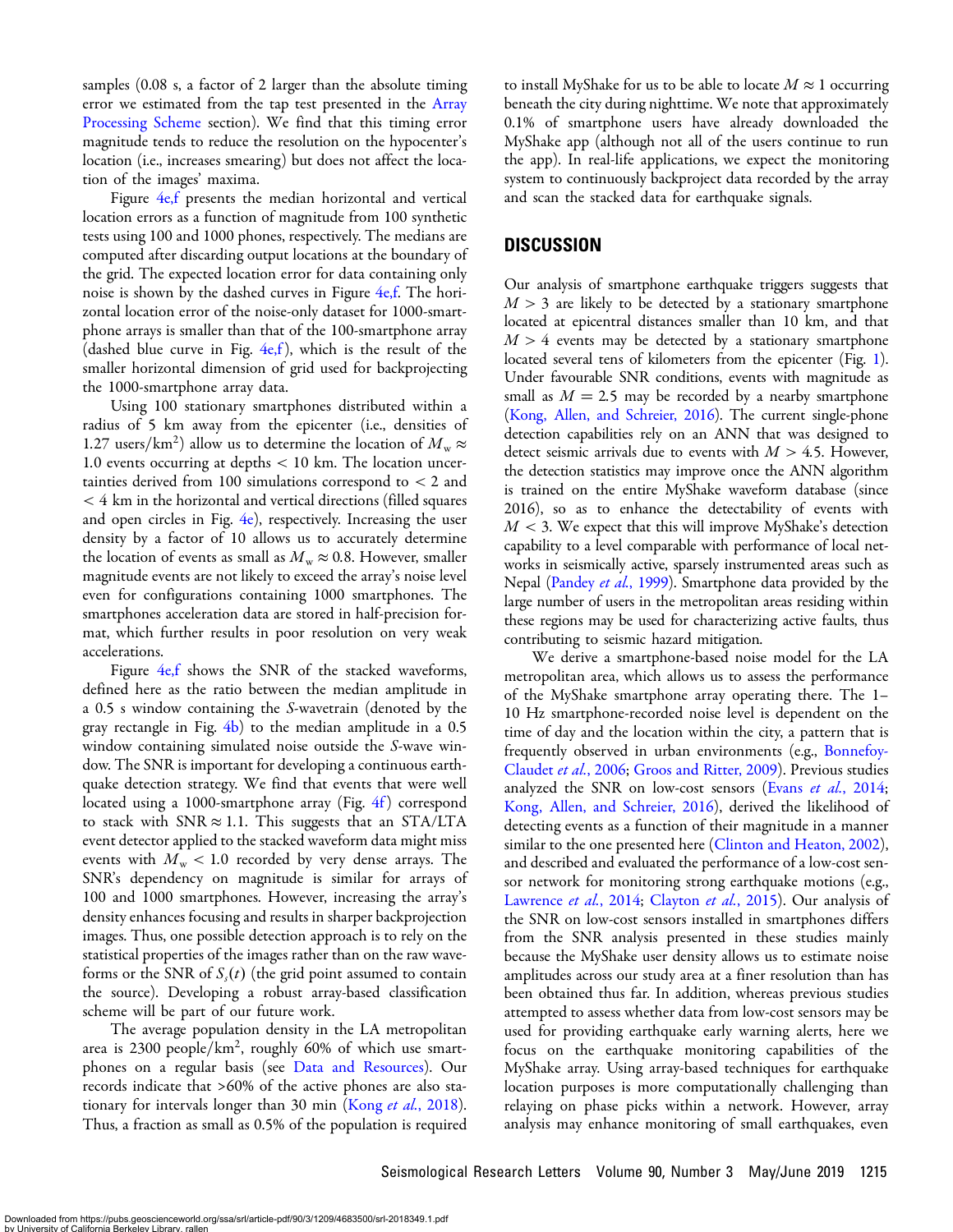samples (0.08 s, a factor of 2 larger than the absolute timing error we estimated from the tap test presented in the Array Processing Scheme section). We find that this timing error magnitude tends to reduce the resolution on the hypocenter's location (i.e., increases smearing) but does not affect the location of the images' maxima.

Figure 4e,f presents the median horizontal and vertical location errors as a function of magnitude from 100 synthetic tests using 100 and 1000 phones, respectively. The medians are computed after discarding output locations at the boundary of the grid. The expected location error for data containing only noise is shown by the dashed curves in Figure 4e,f. The horizontal location error of the noise-only dataset for 1000-smartphone arrays is smaller than that of the 100-smartphone array (dashed blue curve in Fig. 4e,f), which is the result of the smaller horizontal dimension of grid used for backprojecting the 1000-smartphone array data.

Using 100 stationary smartphones distributed within a radius of 5 km away from the epicenter (i.e., densities of 1.27 users/km$^2$) allow us to determine the location of $M_w \approx 1.0$ events occurring at depths $< 10$ km. The location uncertainties derived from 100 simulations correspond to $< 2$ and $< 4$ km in the horizontal and vertical directions (filled squares and open circles in Fig. 4e), respectively. Increasing the user density by a factor of 10 allows us to accurately determine the location of events as small as $M_w \approx 0.8$. However, smaller magnitude events are not likely to exceed the array's noise level even for configurations containing 1000 smartphones. The smartphones acceleration data are stored in half-precision format, which further results in poor resolution on very weak accelerations.

Figure 4e,f shows the SNR of the stacked waveforms, defined here as the ratio between the median amplitude in a 0.5 s window containing the *S*-wavetrain (denoted by the gray rectangle in Fig. 4b) to the median amplitude in a 0.5 window containing simulated noise outside the *S*-wave window. The SNR is important for developing a continuous earthquake detection strategy. We find that events that were well located using a 1000-smartphone array (Fig. 4f) correspond to stack with SNR $\approx 1.1$. This suggests that an STA/LTA event detector applied to the stacked waveform data might miss events with $M_w < 1.0$ recorded by very dense arrays. The SNR's dependency on magnitude is similar for arrays of 100 and 1000 smartphones. However, increasing the array's density enhances focusing and results in sharper backprojection images. Thus, one possible detection approach is to rely on the statistical properties of the images rather than on the raw waveforms or the SNR of $S_s(t)$ (the grid point assumed to contain the source). Developing a robust array-based classification scheme will be part of our future work.

The average population density in the LA metropolitan area is 2300 people/km$^2$, roughly 60% of which use smartphones on a regular basis (see Data and Resources). Our records indicate that >60% of the active phones are also stationary for intervals longer than 30 min (Kong *et al.*, 2018). Thus, a fraction as small as 0.5% of the population is required to install MyShake for us to be able to locate $M \approx 1$ occurring beneath the city during nighttime. We note that approximately 0.1% of smartphone users have already downloaded the MyShake app (although not all of the users continue to run the app). In real-life applications, we expect the monitoring system to continuously backproject data recorded by the array and scan the stacked data for earthquake signals.

## DISCUSSION

Our analysis of smartphone earthquake triggers suggests that $M > 3$ are likely to be detected by a stationary smartphone located at epicentral distances smaller than 10 km, and that $M > 4$ events may be detected by a stationary smartphone located several tens of kilometers from the epicenter (Fig. 1). Under favourable SNR conditions, events with magnitude as small as $M = 2.5$ may be recorded by a nearby smartphone (Kong, Allen, and Schreier, 2016). The current single-phone detection capabilities rely on an ANN that was designed to detect seismic arrivals due to events with $M > 4.5$. However, the detection statistics may improve once the ANN algorithm is trained on the entire MyShake waveform database (since 2016), so as to enhance the detectability of events with $M < 3$. We expect that this will improve MyShake's detection capability to a level comparable with performance of local networks in seismically active, sparsely instrumented areas such as Nepal (Pandey *et al.*, 1999). Smartphone data provided by the large number of users in the metropolitan areas residing within these regions may be used for characterizing active faults, thus contributing to seismic hazard mitigation.

We derive a smartphone-based noise model for the LA metropolitan area, which allows us to assess the performance of the MyShake smartphone array operating there. The 1–10 Hz smartphone-recorded noise level is dependent on the time of day and the location within the city, a pattern that is frequently observed in urban environments (e.g., Bonnefoy-Claudet *et al.*, 2006; Groos and Ritter, 2009). Previous studies analyzed the SNR on low-cost sensors (Evans *et al.*, 2014; Kong, Allen, and Schreier, 2016), derived the likelihood of detecting events as a function of their magnitude in a manner similar to the one presented here (Clinton and Heaton, 2002), and described and evaluated the performance of a low-cost sensor network for monitoring strong earthquake motions (e.g., Lawrence *et al.*, 2014; Clayton *et al.*, 2015). Our analysis of the SNR on low-cost sensors installed in smartphones differs from the SNR analysis presented in these studies mainly because the MyShake user density allows us to estimate noise amplitudes across our study area at a finer resolution than has been obtained thus far. In addition, whereas previous studies attempted to assess whether data from low-cost sensors may be used for providing earthquake early warning alerts, here we focus on the earthquake monitoring capabilities of the MyShake array. Using array-based techniques for earthquake location purposes is more computationally challenging than relaying on phase picks within a network. However, array analysis may enhance monitoring of small earthquakes, even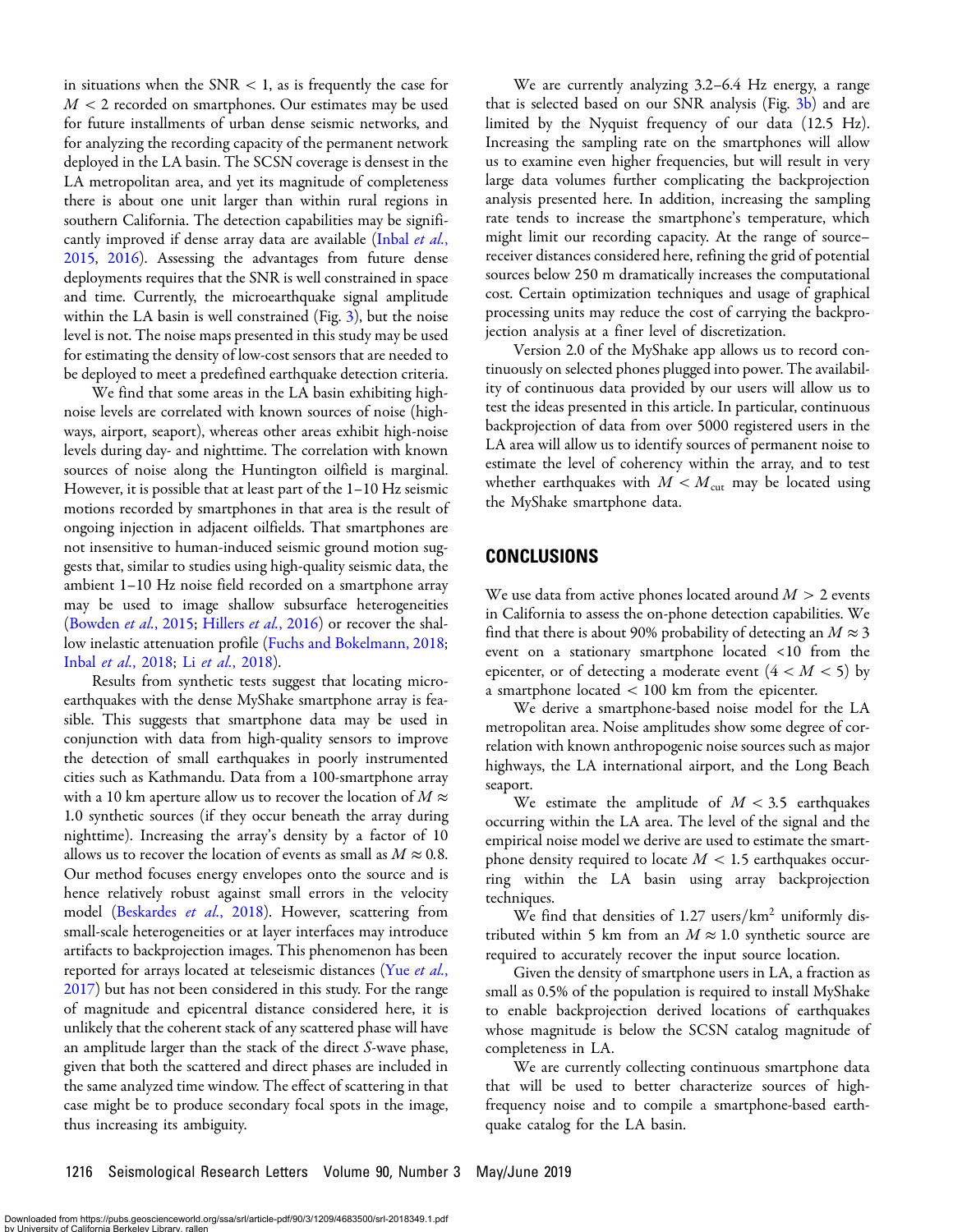in situations when the SNR < 1, as is frequently the case for $M < 2$ recorded on smartphones. Our estimates may be used for future installments of urban dense seismic networks, and for analyzing the recording capacity of the permanent network deployed in the LA basin. The SCSN coverage is densest in the LA metropolitan area, and yet its magnitude of completeness there is about one unit larger than within rural regions in southern California. The detection capabilities may be significantly improved if dense array data are available (Inbal *et al.*, 2015, 2016). Assessing the advantages from future dense deployments requires that the SNR is well constrained in space and time. Currently, the microearthquake signal amplitude within the LA basin is well constrained (Fig. 3), but the noise level is not. The noise maps presented in this study may be used for estimating the density of low-cost sensors that are needed to be deployed to meet a predefined earthquake detection criteria.

We find that some areas in the LA basin exhibiting high-noise levels are correlated with known sources of noise (highways, airport, seaport), whereas other areas exhibit high-noise levels during day- and nighttime. The correlation with known sources of noise along the Huntington oilfield is marginal. However, it is possible that at least part of the 1–10 Hz seismic motions recorded by smartphones in that area is the result of ongoing injection in adjacent oilfields. That smartphones are not insensitive to human-induced seismic ground motion suggests that, similar to studies using high-quality seismic data, the ambient 1–10 Hz noise field recorded on a smartphone array may be used to image shallow subsurface heterogeneities (Bowden *et al.*, 2015; Hillers *et al.*, 2016) or recover the shallow inelastic attenuation profile (Fuchs and Bokelmann, 2018; Inbal *et al.*, 2018; Li *et al.*, 2018).

Results from synthetic tests suggest that locating microearthquakes with the dense MyShake smartphone array is feasible. This suggests that smartphone data may be used in conjunction with data from high-quality sensors to improve the detection of small earthquakes in poorly instrumented cities such as Kathmandu. Data from a 100-smartphone array with a 10 km aperture allow us to recover the location of $M \approx 1.0$ synthetic sources (if they occur beneath the array during nighttime). Increasing the array's density by a factor of 10 allows us to recover the location of events as small as $M \approx 0.8$. Our method focuses energy envelopes onto the source and is hence relatively robust against small errors in the velocity model (Beskardes *et al.*, 2018). However, scattering from small-scale heterogeneities or at layer interfaces may introduce artifacts to backprojection images. This phenomenon has been reported for arrays located at teleseismic distances (Yue *et al.*, 2017) but has not been considered in this study. For the range of magnitude and epicentral distance considered here, it is unlikely that the coherent stack of any scattered phase will have an amplitude larger than the stack of the direct $S$-wave phase, given that both the scattered and direct phases are included in the same analyzed time window. The effect of scattering in that case might be to produce secondary focal spots in the image, thus increasing its ambiguity.

We are currently analyzing 3.2–6.4 Hz energy, a range that is selected based on our SNR analysis (Fig. 3b) and are limited by the Nyquist frequency of our data (12.5 Hz). Increasing the sampling rate on the smartphones will allow us to examine even higher frequencies, but will result in very large data volumes further complicating the backprojection analysis presented here. In addition, increasing the sampling rate tends to increase the smartphone's temperature, which might limit our recording capacity. At the range of source–receiver distances considered here, refining the grid of potential sources below 250 m dramatically increases the computational cost. Certain optimization techniques and usage of graphical processing units may reduce the cost of carrying the backprojection analysis at a finer level of discretization.

Version 2.0 of the MyShake app allows us to record continuously on selected phones plugged into power. The availability of continuous data provided by our users will allow us to test the ideas presented in this article. In particular, continuous backprojection of data from over 5000 registered users in the LA area will allow us to identify sources of permanent noise to estimate the level of coherency within the array, and to test whether earthquakes with $M < M_{\text{cut}}$ may be located using the MyShake smartphone data.

## CONCLUSIONS

We use data from active phones located around $M > 2$ events in California to assess the on-phone detection capabilities. We find that there is about 90% probability of detecting an $M \approx 3$ event on a stationary smartphone located <10 from the epicenter, or of detecting a moderate event ($4 < M < 5$) by a smartphone located < 100 km from the epicenter.

We derive a smartphone-based noise model for the LA metropolitan area. Noise amplitudes show some degree of correlation with known anthropogenic noise sources such as major highways, the LA international airport, and the Long Beach seaport.

We estimate the amplitude of $M < 3.5$ earthquakes occurring within the LA area. The level of the signal and the empirical noise model we derive are used to estimate the smartphone density required to locate $M < 1.5$ earthquakes occurring within the LA basin using array backprojection techniques.

We find that densities of 1.27 users/km$^2$ uniformly distributed within 5 km from an $M \approx 1.0$ synthetic source are required to accurately recover the input source location.

Given the density of smartphone users in LA, a fraction as small as 0.5% of the population is required to install MyShake to enable backprojection derived locations of earthquakes whose magnitude is below the SCSN catalog magnitude of completeness in LA.

We are currently collecting continuous smartphone data that will be used to better characterize sources of high-frequency noise and to compile a smartphone-based earthquake catalog for the LA basin.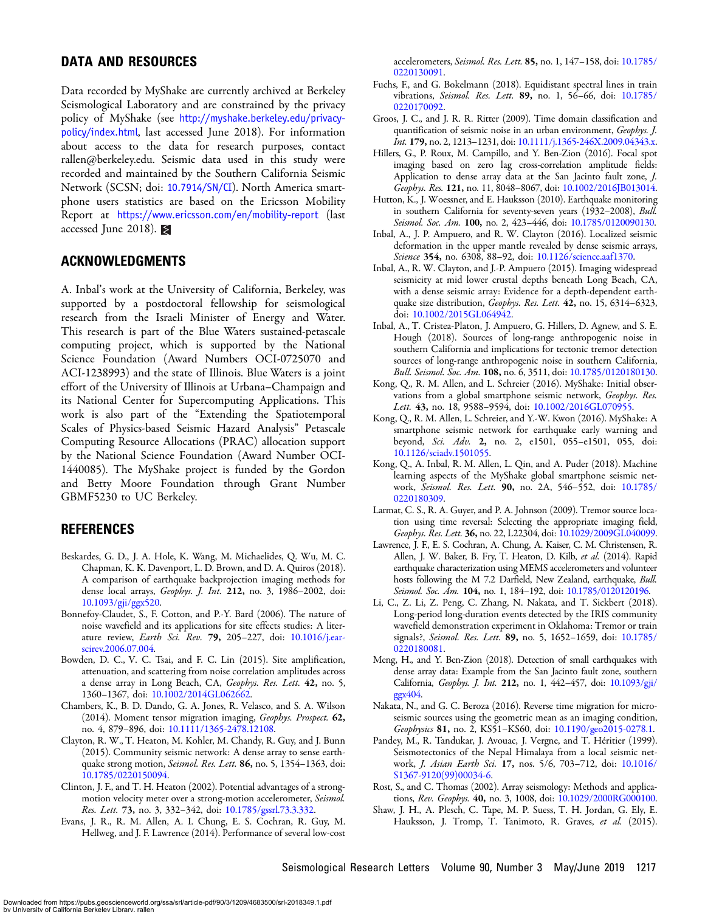## DATA AND RESOURCES

Data recorded by MyShake are currently archived at Berkeley Seismological Laboratory and are constrained by the privacy policy of MyShake (see http://myshake.berkeley.edu/privacy-policy/index.html, last accessed June 2018). For information about access to the data for research purposes, contact rallen@berkeley.edu. Seismic data used in this study were recorded and maintained by the Southern California Seismic Network (SCSN; doi: 10.7914/SN/CI). North America smartphone users statistics are based on the Ericsson Mobility Report at https://www.ericsson.com/en/mobility-report (last accessed June 2018).

## ACKNOWLEDGMENTS

A. Inbal's work at the University of California, Berkeley, was supported by a postdoctoral fellowship for seismological research from the Israeli Minister of Energy and Water. This research is part of the Blue Waters sustained-petascale computing project, which is supported by the National Science Foundation (Award Numbers OCI-0725070 and ACI-1238993) and the state of Illinois. Blue Waters is a joint effort of the University of Illinois at Urbana–Champaign and its National Center for Supercomputing Applications. This work is also part of the "Extending the Spatiotemporal Scales of Physics-based Seismic Hazard Analysis" Petascale Computing Resource Allocations (PRAC) allocation support by the National Science Foundation (Award Number OCI-1440085). The MyShake project is funded by the Gordon and Betty Moore Foundation through Grant Number GBMF5230 to UC Berkeley.

## REFERENCES

Beskardes, G. D., J. A. Hole, K. Wang, M. Michaelides, Q. Wu, M. C. Chapman, K. K. Davenport, L. D. Brown, and D. A. Quiros (2018). A comparison of earthquake backprojection imaging methods for dense local arrays, *Geophys. J. Int.* **212,** no. 3, 1986–2002, doi: 10.1093/gji/ggx520.

Bonnefoy-Claudet, S., F. Cotton, and P.-Y. Bard (2006). The nature of noise wavefield and its applications for site effects studies: A literature review, *Earth Sci. Rev.* **79,** 205–227, doi: 10.1016/j.earscirev.2006.07.004.

Bowden, D. C., V. C. Tsai, and F. C. Lin (2015). Site amplification, attenuation, and scattering from noise correlation amplitudes across a dense array in Long Beach, CA, *Geophys. Res. Lett.* **42,** no. 5, 1360–1367, doi: 10.1002/2014GL062662.

Chambers, K., B. D. Dando, G. A. Jones, R. Velasco, and S. A. Wilson (2014). Moment tensor migration imaging, *Geophys. Prospect.* **62,** no. 4, 879–896, doi: 10.1111/1365-2478.12108.

Clayton, R. W., T. Heaton, M. Kohler, M. Chandy, R. Guy, and J. Bunn (2015). Community seismic network: A dense array to sense earthquake strong motion, *Seismol. Res. Lett.* **86,** no. 5, 1354–1363, doi: 10.1785/0220150094.

Clinton, J. F., and T. H. Heaton (2002). Potential advantages of a strong-motion velocity meter over a strong-motion accelerometer, *Seismol. Res. Lett.* **73,** no. 3, 332–342, doi: 10.1785/gssrl.73.3.332.

Evans, J. R., R. M. Allen, A. I. Chung, E. S. Cochran, R. Guy, M. Hellweg, and J. F. Lawrence (2014). Performance of several low-cost accelerometers, *Seismol. Res. Lett.* **85,** no. 1, 147–158, doi: 10.1785/0220130091.

Fuchs, F., and G. Bokelmann (2018). Equidistant spectral lines in train vibrations, *Seismol. Res. Lett.* **89,** no. 1, 56–66, doi: 10.1785/0220170092.

Groos, J. C., and J. R. R. Ritter (2009). Time domain classification and quantification of seismic noise in an urban environment, *Geophys. J. Int.* **179,** no. 2, 1213–1231, doi: 10.1111/j.1365-246X.2009.04343.x.

Hillers, G., P. Roux, M. Campillo, and Y. Ben-Zion (2016). Focal spot imaging based on zero lag cross-correlation amplitude fields: Application to dense array data at the San Jacinto fault zone, *J. Geophys. Res.* **121,** no. 11, 8048–8067, doi: 10.1002/2016JB013014.

Hutton, K., J. Woessner, and E. Hauksson (2010). Earthquake monitoring in southern California for seventy-seven years (1932–2008), *Bull. Seismol. Soc. Am.* **100,** no. 2, 423–446, doi: 10.1785/0120090130.

Inbal, A., J. P. Ampuero, and R. W. Clayton (2016). Localized seismic deformation in the upper mantle revealed by dense seismic arrays, *Science* **354,** no. 6308, 88–92, doi: 10.1126/science.aaf1370.

Inbal, A., R. W. Clayton, and J.-P. Ampuero (2015). Imaging widespread seismicity at mid lower crustal depths beneath Long Beach, CA, with a dense seismic array: Evidence for a depth-dependent earthquake size distribution, *Geophys. Res. Lett.* **42,** no. 15, 6314–6323, doi: 10.1002/2015GL064942.

Inbal, A., T. Cristea-Platon, J. Ampuero, G. Hillers, D. Agnew, and S. E. Hough (2018). Sources of long-range anthropogenic noise in southern California and implications for tectonic tremor detection sources of long-range anthropogenic noise in southern California, *Bull. Seismol. Soc. Am.* **108,** no. 6, 3511, doi: 10.1785/0120180130.

Kong, Q., R. M. Allen, and L. Schreier (2016). MyShake: Initial observations from a global smartphone seismic network, *Geophys. Res. Lett.* **43,** no. 18, 9588–9594, doi: 10.1002/2016GL070955.

Kong, Q., R. M. Allen, L. Schreier, and Y.-W. Kwon (2016). MyShake: A smartphone seismic network for earthquake early warning and beyond, *Sci. Adv.* **2,** no. 2, e1501, 055–e1501, 055, doi: 10.1126/sciadv.1501055.

Kong, Q., A. Inbal, R. M. Allen, L. Qin, and A. Puder (2018). Machine learning aspects of the MyShake global smartphone seismic network, *Seismol. Res. Lett.* **90,** no. 2A, 546–552, doi: 10.1785/0220180309.

Larmat, C. S., R. A. Guyer, and P. A. Johnson (2009). Tremor source location using time reversal: Selecting the appropriate imaging field, *Geophys. Res. Lett.* **36,** no. 22, L22304, doi: 10.1029/2009GL040099.

Lawrence, J. F., E. S. Cochran, A. Chung, A. Kaiser, C. M. Christensen, R. Allen, J. W. Baker, B. Fry, T. Heaton, D. Kilb, *et al.* (2014). Rapid earthquake characterization using MEMS accelerometers and volunteer hosts following the M 7.2 Darfield, New Zealand, earthquake, *Bull. Seismol. Soc. Am.* **104,** no. 1, 184–192, doi: 10.1785/0120120196.

Li, C., Z. Li, Z. Peng, C. Zhang, N. Nakata, and T. Sickbert (2018). Long-period long-duration events detected by the IRIS community wavefield demonstration experiment in Oklahoma: Tremor or train signals?, *Seismol. Res. Lett.* **89,** no. 5, 1652–1659, doi: 10.1785/0220180081.

Meng, H., and Y. Ben-Zion (2018). Detection of small earthquakes with dense array data: Example from the San Jacinto fault zone, southern California, *Geophys. J. Int.* **212,** no. 1, 442–457, doi: 10.1093/gji/ggx404.

Nakata, N., and G. C. Beroza (2016). Reverse time migration for microseismic sources using the geometric mean as an imaging condition, *Geophysics* **81,** no. 2, KS51–KS60, doi: 10.1190/geo2015-0278.1.

Pandey, M., R. Tandukar, J. Avouac, J. Vergne, and T. Héritier (1999). Seismotectonics of the Nepal Himalaya from a local seismic network, *J. Asian Earth Sci.* **17,** nos. 5/6, 703–712, doi: 10.1016/S1367-9120(99)00034-6.

Rost, S., and C. Thomas (2002). Array seismology: Methods and applications, *Rev. Geophys.* **40,** no. 3, 1008, doi: 10.1029/2000RG000100.

Shaw, J. H., A. Plesch, C. Tape, M. P. Suess, T. H. Jordan, G. Ely, E. Hauksson, J. Tromp, T. Tanimoto, R. Graves, *et al.* (2015).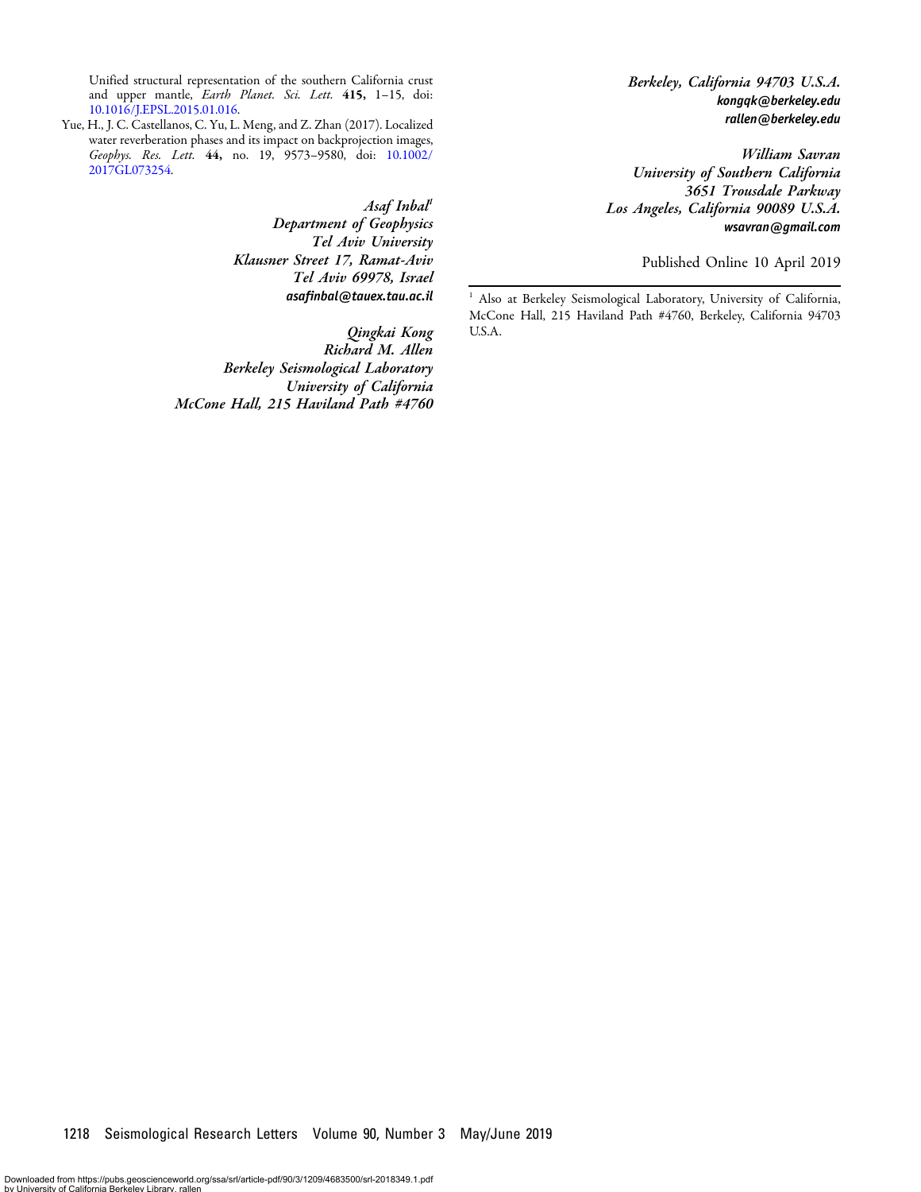Unified structural representation of the southern California crust and upper mantle, *Earth Planet. Sci. Lett.* **415,** 1–15, doi: 10.1016/J.EPSL.2015.01.016.

Yue, H., J. C. Castellanos, C. Yu, L. Meng, and Z. Zhan (2017). Localized water reverberation phases and its impact on backprojection images, *Geophys. Res. Lett.* **44,** no. 19, 9573–9580, doi: 10.1002/2017GL073254.

*Asaf Inbal*[1]
*Department of Geophysics*
*Tel Aviv University*
*Klausner Street 17, Ramat-Aviv*
*Tel Aviv 69978, Israel*
asafinbal@tauex.tau.ac.il

*Qingkai Kong*
*Richard M. Allen*
*Berkeley Seismological Laboratory*
*University of California*
*McCone Hall, 215 Haviland Path #4760*
*Berkeley, California 94703 U.S.A.*
kongqk@berkeley.edu
rallen@berkeley.edu

*William Savran*
*University of Southern California*
*3651 Trousdale Parkway*
*Los Angeles, California 90089 U.S.A.*
wsavran@gmail.com

Published Online 10 April 2019

[1] Also at Berkeley Seismological Laboratory, University of California, McCone Hall, 215 Haviland Path #4760, Berkeley, California 94703 U.S.A.